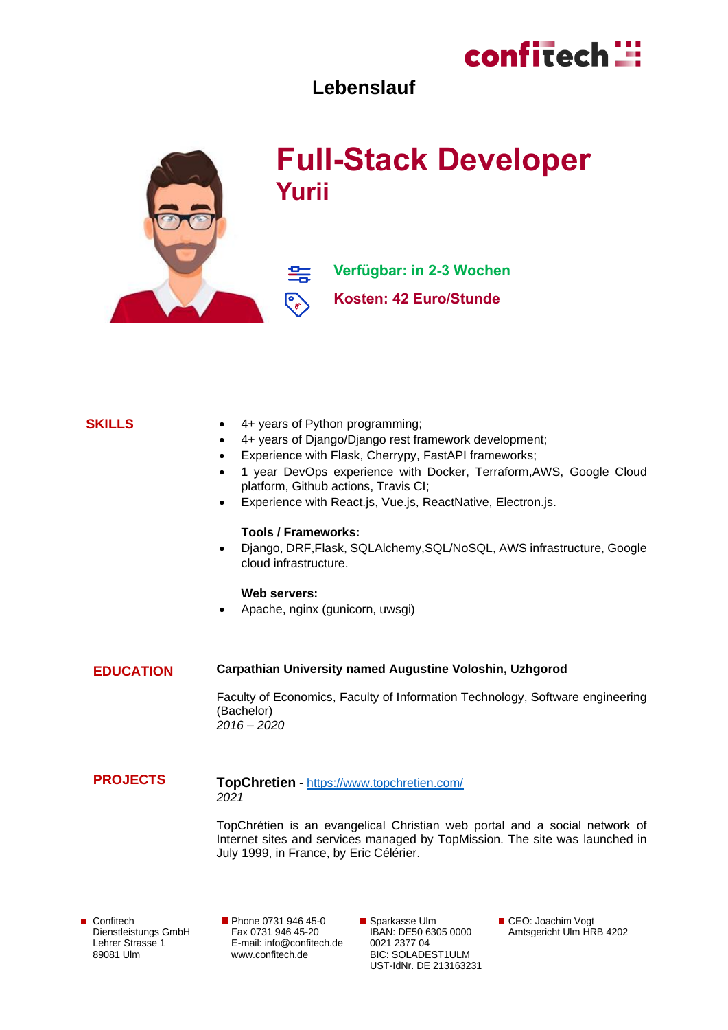confitech

# Lebenslauf

# Full-Stack Developer
## Yurii

**Verfügbar: in 2-3 Wochen**

**Kosten: 42 Euro/Stunde**

## SKILLS

- 4+ years of Python programming;
- 4+ years of Django/Django rest framework development;
- Experience with Flask, Cherrypy, FastAPI frameworks;
- 1 year DevOps experience with Docker, Terraform,AWS, Google Cloud platform, Github actions, Travis CI;
- Experience with React.js, Vue.js, ReactNative, Electron.js.

**Tools / Frameworks:**

- Django, DRF,Flask, SQLAlchemy,SQL/NoSQL, AWS infrastructure, Google cloud infrastructure.

**Web servers:**

- Apache, nginx (gunicorn, uwsgi)

## EDUCATION

**Carpathian University named Augustine Voloshin, Uzhgorod**

Faculty of Economics, Faculty of Information Technology, Software engineering (Bachelor)
*2016 – 2020*

## PROJECTS

**TopChretien** - https://www.topchretien.com/
*2021*

TopChrétien is an evangelical Christian web portal and a social network of Internet sites and services managed by TopMission. The site was launched in July 1999, in France, by Eric Célérier.

Confitech Dienstleistungs GmbH
Lehrer Strasse 1
89081 Ulm

Phone 0731 946 45-0
Fax 0731 946 45-20
E-mail: info@confitech.de
www.confitech.de

Sparkasse Ulm
IBAN: DE50 6305 0000 0021 2377 04
BIC: SOLADEST1ULM
UST-IdNr. DE 213163231

CEO: Joachim Vogt
Amtsgericht Ulm HRB 4202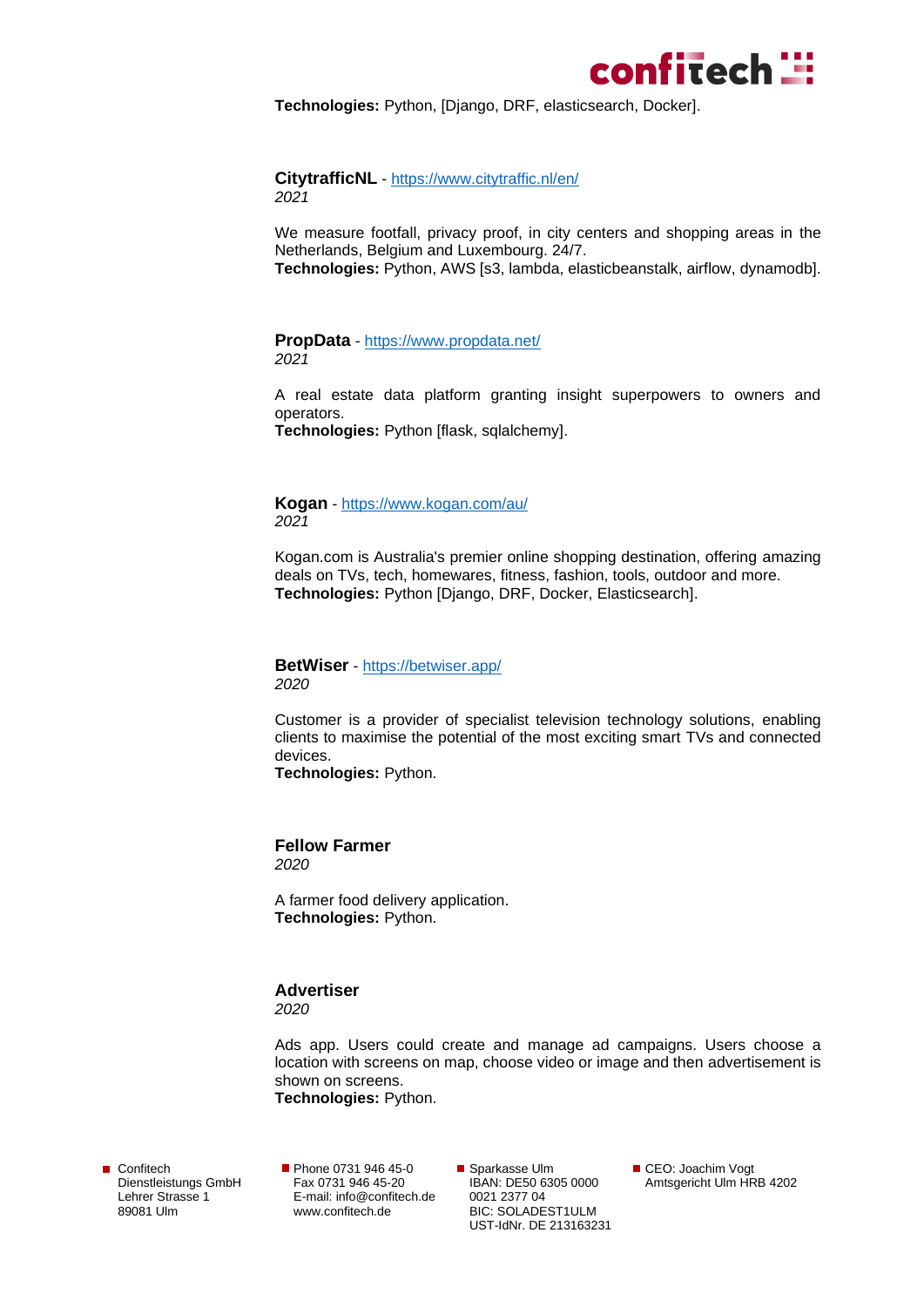**Technologies:** Python, [Django, DRF, elasticsearch, Docker].

### CitytrafficNL - [https://www.citytraffic.nl/en/](https://www.citytraffic.nl/en/)

*2021*

We measure footfall, privacy proof, in city centers and shopping areas in the Netherlands, Belgium and Luxembourg. 24/7.
**Technologies:** Python, AWS [s3, lambda, elasticbeanstalk, airflow, dynamodb].

### PropData - [https://www.propdata.net/](https://www.propdata.net/)

*2021*

A real estate data platform granting insight superpowers to owners and operators.
**Technologies:** Python [flask, sqlalchemy].

### Kogan - [https://www.kogan.com/au/](https://www.kogan.com/au/)

*2021*

Kogan.com is Australia's premier online shopping destination, offering amazing deals on TVs, tech, homewares, fitness, fashion, tools, outdoor and more.
**Technologies:** Python [Django, DRF, Docker, Elasticsearch].

### BetWiser - [https://betwiser.app/](https://betwiser.app/)

*2020*

Customer is a provider of specialist television technology solutions, enabling clients to maximise the potential of the most exciting smart TVs and connected devices.
**Technologies:** Python.

### Fellow Farmer

*2020*

A farmer food delivery application.
**Technologies:** Python.

### Advertiser

*2020*

Ads app. Users could create and manage ad campaigns. Users choose a location with screens on map, choose video or image and then advertisement is shown on screens.
**Technologies:** Python.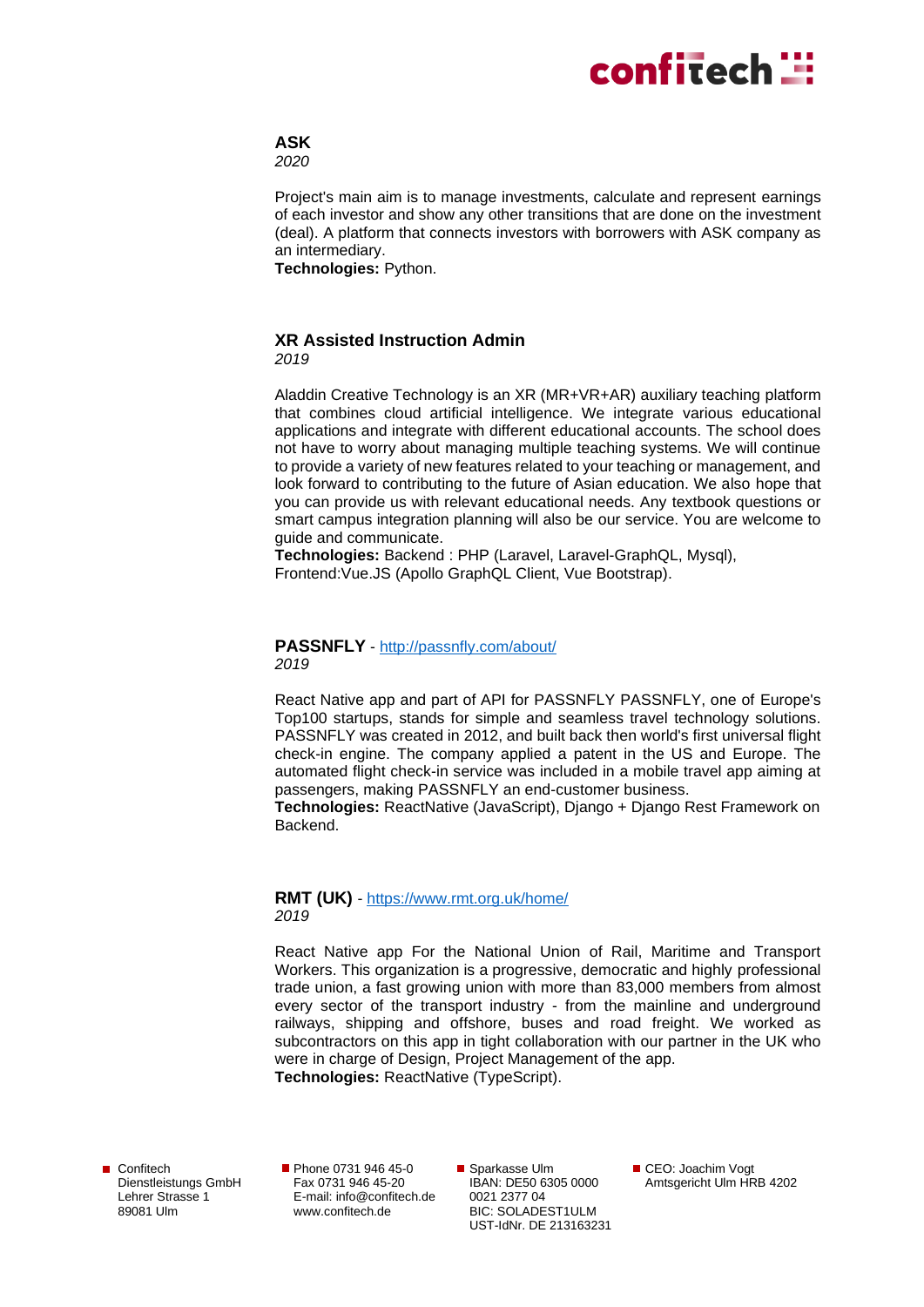### ASK

*2020*

Project's main aim is to manage investments, calculate and represent earnings of each investor and show any other transitions that are done on the investment (deal). A platform that connects investors with borrowers with ASK company as an intermediary.
**Technologies:** Python.

### XR Assisted Instruction Admin

*2019*

Aladdin Creative Technology is an XR (MR+VR+AR) auxiliary teaching platform that combines cloud artificial intelligence. We integrate various educational applications and integrate with different educational accounts. The school does not have to worry about managing multiple teaching systems. We will continue to provide a variety of new features related to your teaching or management, and look forward to contributing to the future of Asian education. We also hope that you can provide us with relevant educational needs. Any textbook questions or smart campus integration planning will also be our service. You are welcome to guide and communicate.
**Technologies:** Backend : PHP (Laravel, Laravel-GraphQL, Mysql), Frontend:Vue.JS (Apollo GraphQL Client, Vue Bootstrap).

### PASSNFLY - [http://passnfly.com/about/](http://passnfly.com/about/)

*2019*

React Native app and part of API for PASSNFLY PASSNFLY, one of Europe's Top100 startups, stands for simple and seamless travel technology solutions. PASSNFLY was created in 2012, and built back then world's first universal flight check-in engine. The company applied a patent in the US and Europe. The automated flight check-in service was included in a mobile travel app aiming at passengers, making PASSNFLY an end-customer business.
**Technologies:** ReactNative (JavaScript), Django + Django Rest Framework on Backend.

### RMT (UK) - [https://www.rmt.org.uk/home/](https://www.rmt.org.uk/home/)

*2019*

React Native app For the National Union of Rail, Maritime and Transport Workers. This organization is a progressive, democratic and highly professional trade union, a fast growing union with more than 83,000 members from almost every sector of the transport industry - from the mainline and underground railways, shipping and offshore, buses and road freight. We worked as subcontractors on this app in tight collaboration with our partner in the UK who were in charge of Design, Project Management of the app.
**Technologies:** ReactNative (TypeScript).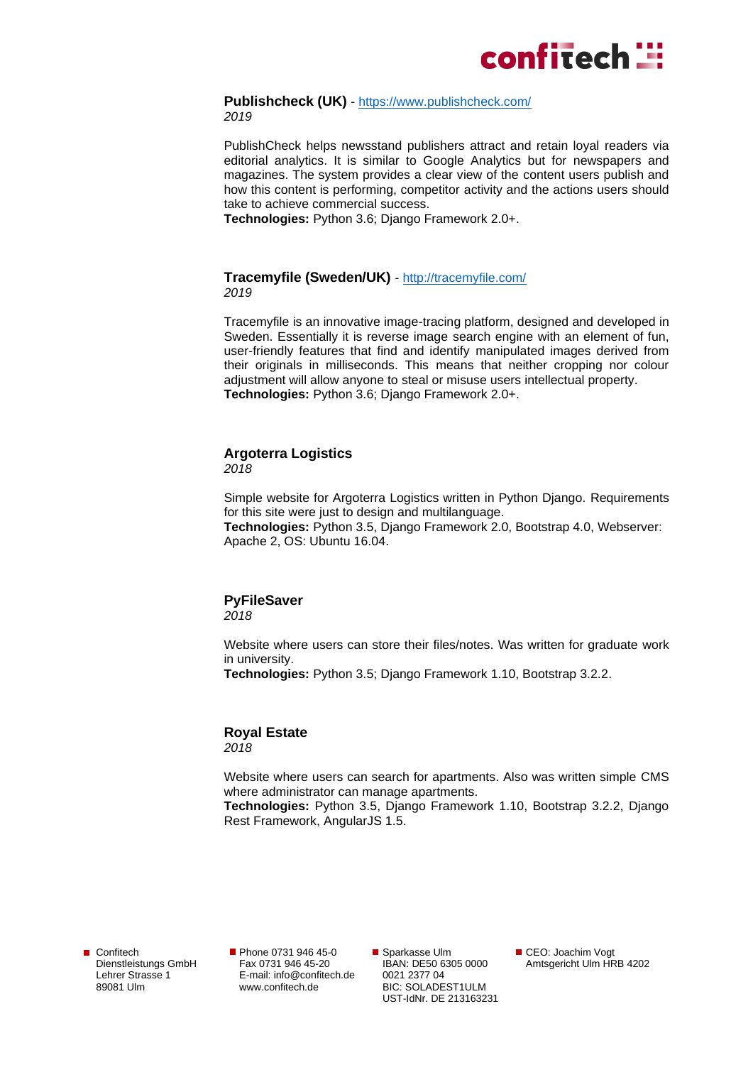**Publishcheck (UK)** - [https://www.publishcheck.com/](https://www.publishcheck.com/)
*2019*

PublishCheck helps newsstand publishers attract and retain loyal readers via editorial analytics. It is similar to Google Analytics but for newspapers and magazines. The system provides a clear view of the content users publish and how this content is performing, competitor activity and the actions users should take to achieve commercial success.
**Technologies:** Python 3.6; Django Framework 2.0+.

**Tracemyfile (Sweden/UK)** - [http://tracemyfile.com/](http://tracemyfile.com/)
*2019*

Tracemyfile is an innovative image-tracing platform, designed and developed in Sweden. Essentially it is reverse image search engine with an element of fun, user-friendly features that find and identify manipulated images derived from their originals in milliseconds. This means that neither cropping nor colour adjustment will allow anyone to steal or misuse users intellectual property.
**Technologies:** Python 3.6; Django Framework 2.0+.

**Argoterra Logistics**
*2018*

Simple website for Argoterra Logistics written in Python Django. Requirements for this site were just to design and multilanguage.
**Technologies:** Python 3.5, Django Framework 2.0, Bootstrap 4.0, Webserver: Apache 2, OS: Ubuntu 16.04.

**PyFileSaver**
*2018*

Website where users can store their files/notes. Was written for graduate work in university.
**Technologies:** Python 3.5; Django Framework 1.10, Bootstrap 3.2.2.

**Royal Estate**
*2018*

Website where users can search for apartments. Also was written simple CMS where administrator can manage apartments.
**Technologies:** Python 3.5, Django Framework 1.10, Bootstrap 3.2.2, Django Rest Framework, AngularJS 1.5.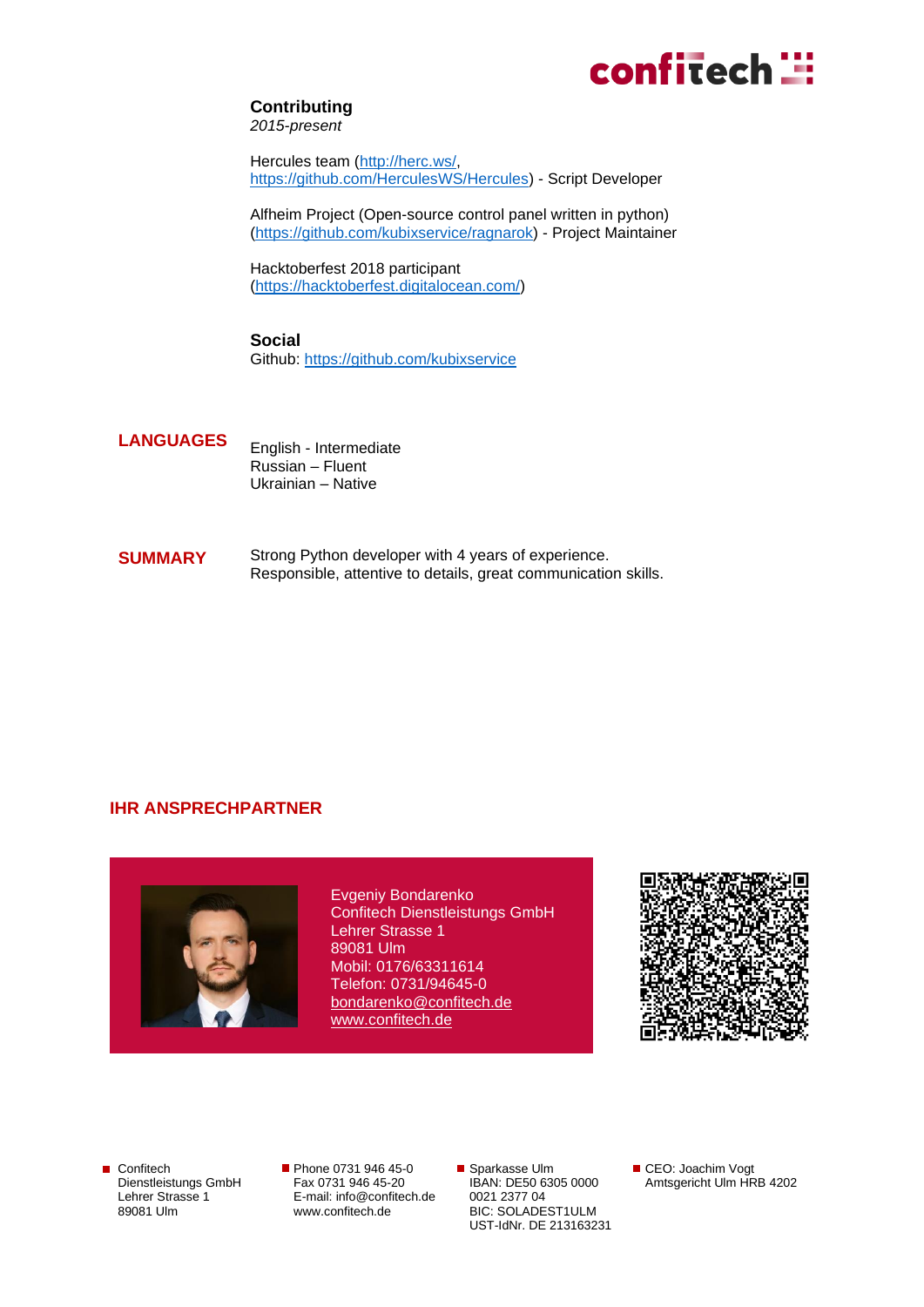### Contributing

*2015-present*

Hercules team (http://herc.ws/, https://github.com/HerculesWS/Hercules) - Script Developer

Alfheim Project (Open-source control panel written in python) (https://github.com/kubixservice/ragnarok) - Project Maintainer

Hacktoberfest 2018 participant (https://hacktoberfest.digitalocean.com/)

### Social

Github: https://github.com/kubixservice

## LANGUAGES

English - Intermediate
Russian – Fluent
Ukrainian – Native

## SUMMARY

Strong Python developer with 4 years of experience.
Responsible, attentive to details, great communication skills.

## IHR ANSPRECHPARTNER

Evgeniy Bondarenko
Confitech Dienstleistungs GmbH
Lehrer Strasse 1
89081 Ulm
Mobil: 0176/63311614
Telefon: 0731/94645-0
bondarenko@confitech.de
www.confitech.de

Confitech Dienstleistungs GmbH
Lehrer Strasse 1
89081 Ulm

Phone 0731 946 45-0
Fax 0731 946 45-20
E-mail: info@confitech.de
www.confitech.de

Sparkasse Ulm
IBAN: DE50 6305 0000 0021 2377 04
BIC: SOLADEST1ULM
UST-IdNr. DE 213163231

CEO: Joachim Vogt
Amtsgericht Ulm HRB 4202